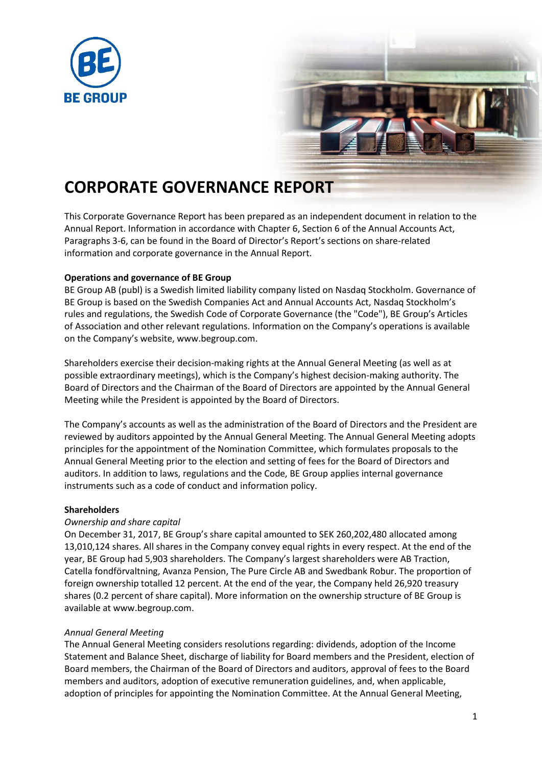# CORPORATE GOVERNANCE REPORT

This Corporate Governance Report has been prepared as an independent document in relation to the Annual Report. Information in accordance with Chapter 6, Section 6 of the Annual Accounts Act, Paragraphs 3-6, can be found in the Board of Director's Report's sections on share-related information and corporate governance in the Annual Report.

**Operations and governance of BE Group**

BE Group AB (publ) is a Swedish limited liability company listed on Nasdaq Stockholm. Governance of BE Group is based on the Swedish Companies Act and Annual Accounts Act, Nasdaq Stockholm's rules and regulations, the Swedish Code of Corporate Governance (the "Code"), BE Group's Articles of Association and other relevant regulations. Information on the Company's operations is available on the Company's website, www.begroup.com.

Shareholders exercise their decision-making rights at the Annual General Meeting (as well as at possible extraordinary meetings), which is the Company's highest decision-making authority. The Board of Directors and the Chairman of the Board of Directors are appointed by the Annual General Meeting while the President is appointed by the Board of Directors.

The Company's accounts as well as the administration of the Board of Directors and the President are reviewed by auditors appointed by the Annual General Meeting. The Annual General Meeting adopts principles for the appointment of the Nomination Committee, which formulates proposals to the Annual General Meeting prior to the election and setting of fees for the Board of Directors and auditors. In addition to laws, regulations and the Code, BE Group applies internal governance instruments such as a code of conduct and information policy.

**Shareholders**

*Ownership and share capital*

On December 31, 2017, BE Group's share capital amounted to SEK 260,202,480 allocated among 13,010,124 shares. All shares in the Company convey equal rights in every respect. At the end of the year, BE Group had 5,903 shareholders. The Company's largest shareholders were AB Traction, Catella fondförvaltning, Avanza Pension, The Pure Circle AB and Swedbank Robur. The proportion of foreign ownership totalled 12 percent. At the end of the year, the Company held 26,920 treasury shares (0.2 percent of share capital). More information on the ownership structure of BE Group is available at www.begroup.com.

*Annual General Meeting*

The Annual General Meeting considers resolutions regarding: dividends, adoption of the Income Statement and Balance Sheet, discharge of liability for Board members and the President, election of Board members, the Chairman of the Board of Directors and auditors, approval of fees to the Board members and auditors, adoption of executive remuneration guidelines, and, when applicable, adoption of principles for appointing the Nomination Committee. At the Annual General Meeting,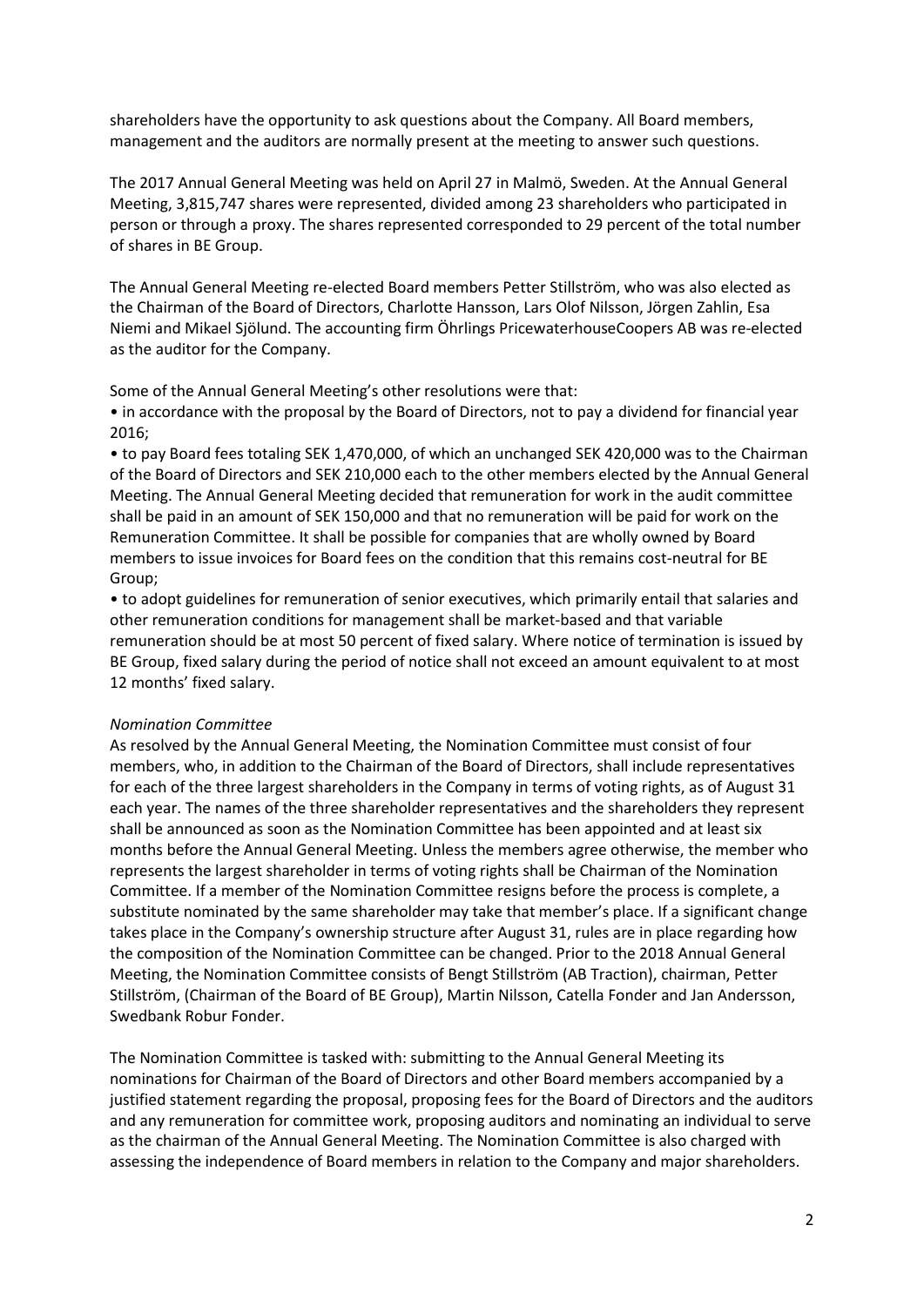shareholders have the opportunity to ask questions about the Company. All Board members, management and the auditors are normally present at the meeting to answer such questions.

The 2017 Annual General Meeting was held on April 27 in Malmö, Sweden. At the Annual General Meeting, 3,815,747 shares were represented, divided among 23 shareholders who participated in person or through a proxy. The shares represented corresponded to 29 percent of the total number of shares in BE Group.

The Annual General Meeting re-elected Board members Petter Stillström, who was also elected as the Chairman of the Board of Directors, Charlotte Hansson, Lars Olof Nilsson, Jörgen Zahlin, Esa Niemi and Mikael Sjölund. The accounting firm Öhrlings PricewaterhouseCoopers AB was re-elected as the auditor for the Company.

Some of the Annual General Meeting's other resolutions were that:

- in accordance with the proposal by the Board of Directors, not to pay a dividend for financial year 2016;
- to pay Board fees totaling SEK 1,470,000, of which an unchanged SEK 420,000 was to the Chairman of the Board of Directors and SEK 210,000 each to the other members elected by the Annual General Meeting. The Annual General Meeting decided that remuneration for work in the audit committee shall be paid in an amount of SEK 150,000 and that no remuneration will be paid for work on the Remuneration Committee. It shall be possible for companies that are wholly owned by Board members to issue invoices for Board fees on the condition that this remains cost-neutral for BE Group;
- to adopt guidelines for remuneration of senior executives, which primarily entail that salaries and other remuneration conditions for management shall be market-based and that variable remuneration should be at most 50 percent of fixed salary. Where notice of termination is issued by BE Group, fixed salary during the period of notice shall not exceed an amount equivalent to at most 12 months' fixed salary.

*Nomination Committee*

As resolved by the Annual General Meeting, the Nomination Committee must consist of four members, who, in addition to the Chairman of the Board of Directors, shall include representatives for each of the three largest shareholders in the Company in terms of voting rights, as of August 31 each year. The names of the three shareholder representatives and the shareholders they represent shall be announced as soon as the Nomination Committee has been appointed and at least six months before the Annual General Meeting. Unless the members agree otherwise, the member who represents the largest shareholder in terms of voting rights shall be Chairman of the Nomination Committee. If a member of the Nomination Committee resigns before the process is complete, a substitute nominated by the same shareholder may take that member's place. If a significant change takes place in the Company's ownership structure after August 31, rules are in place regarding how the composition of the Nomination Committee can be changed. Prior to the 2018 Annual General Meeting, the Nomination Committee consists of Bengt Stillström (AB Traction), chairman, Petter Stillström, (Chairman of the Board of BE Group), Martin Nilsson, Catella Fonder and Jan Andersson, Swedbank Robur Fonder.

The Nomination Committee is tasked with: submitting to the Annual General Meeting its nominations for Chairman of the Board of Directors and other Board members accompanied by a justified statement regarding the proposal, proposing fees for the Board of Directors and the auditors and any remuneration for committee work, proposing auditors and nominating an individual to serve as the chairman of the Annual General Meeting. The Nomination Committee is also charged with assessing the independence of Board members in relation to the Company and major shareholders.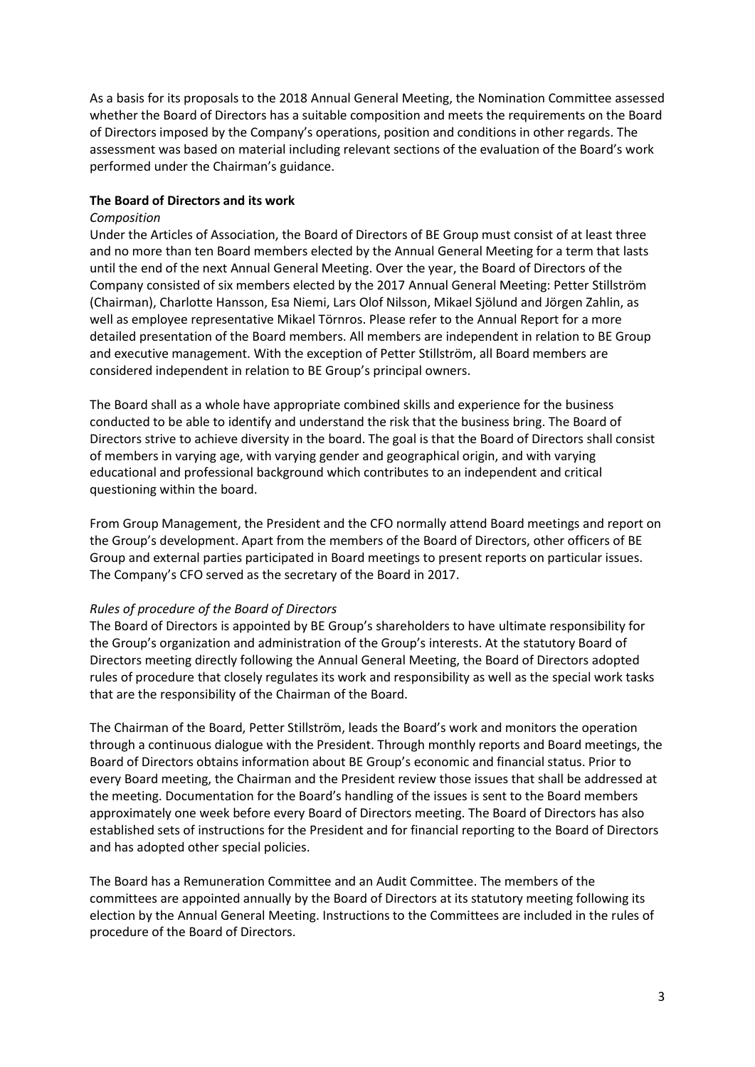As a basis for its proposals to the 2018 Annual General Meeting, the Nomination Committee assessed whether the Board of Directors has a suitable composition and meets the requirements on the Board of Directors imposed by the Company's operations, position and conditions in other regards. The assessment was based on material including relevant sections of the evaluation of the Board's work performed under the Chairman's guidance.

**The Board of Directors and its work**

*Composition*

Under the Articles of Association, the Board of Directors of BE Group must consist of at least three and no more than ten Board members elected by the Annual General Meeting for a term that lasts until the end of the next Annual General Meeting. Over the year, the Board of Directors of the Company consisted of six members elected by the 2017 Annual General Meeting: Petter Stillström (Chairman), Charlotte Hansson, Esa Niemi, Lars Olof Nilsson, Mikael Sjölund and Jörgen Zahlin, as well as employee representative Mikael Törnros. Please refer to the Annual Report for a more detailed presentation of the Board members. All members are independent in relation to BE Group and executive management. With the exception of Petter Stillström, all Board members are considered independent in relation to BE Group's principal owners.

The Board shall as a whole have appropriate combined skills and experience for the business conducted to be able to identify and understand the risk that the business bring. The Board of Directors strive to achieve diversity in the board. The goal is that the Board of Directors shall consist of members in varying age, with varying gender and geographical origin, and with varying educational and professional background which contributes to an independent and critical questioning within the board.

From Group Management, the President and the CFO normally attend Board meetings and report on the Group's development. Apart from the members of the Board of Directors, other officers of BE Group and external parties participated in Board meetings to present reports on particular issues. The Company's CFO served as the secretary of the Board in 2017.

*Rules of procedure of the Board of Directors*

The Board of Directors is appointed by BE Group's shareholders to have ultimate responsibility for the Group's organization and administration of the Group's interests. At the statutory Board of Directors meeting directly following the Annual General Meeting, the Board of Directors adopted rules of procedure that closely regulates its work and responsibility as well as the special work tasks that are the responsibility of the Chairman of the Board.

The Chairman of the Board, Petter Stillström, leads the Board's work and monitors the operation through a continuous dialogue with the President. Through monthly reports and Board meetings, the Board of Directors obtains information about BE Group's economic and financial status. Prior to every Board meeting, the Chairman and the President review those issues that shall be addressed at the meeting. Documentation for the Board's handling of the issues is sent to the Board members approximately one week before every Board of Directors meeting. The Board of Directors has also established sets of instructions for the President and for financial reporting to the Board of Directors and has adopted other special policies.

The Board has a Remuneration Committee and an Audit Committee. The members of the committees are appointed annually by the Board of Directors at its statutory meeting following its election by the Annual General Meeting. Instructions to the Committees are included in the rules of procedure of the Board of Directors.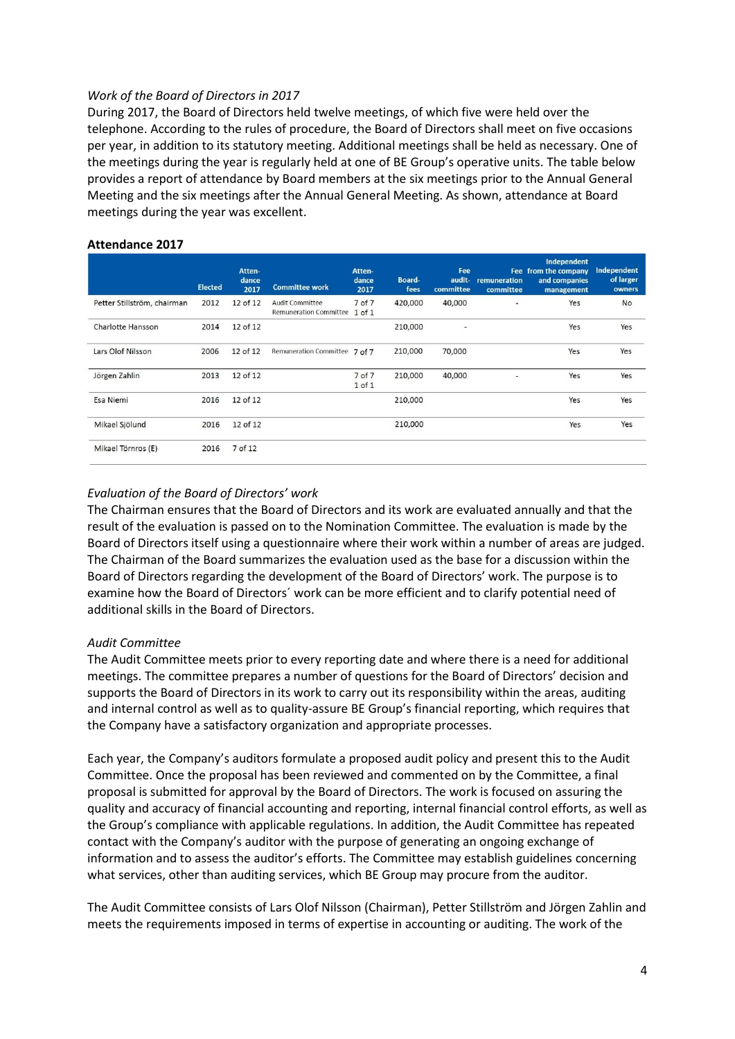*Work of the Board of Directors in 2017*

During 2017, the Board of Directors held twelve meetings, of which five were held over the telephone. According to the rules of procedure, the Board of Directors shall meet on five occasions per year, in addition to its statutory meeting. Additional meetings shall be held as necessary. One of the meetings during the year is regularly held at one of BE Group's operative units. The table below provides a report of attendance by Board members at the six meetings prior to the Annual General Meeting and the six meetings after the Annual General Meeting. As shown, attendance at Board meetings during the year was excellent.

**Attendance 2017**

| | Elected | Attendance 2017 | Committee work | Attendance 2017 | Board-fees | Fee audit-committee | Fee remuneration committee | Independent from the company and companies management | Independent of larger owners |
|---|---|---|---|---|---|---|---|---|---|
| Petter Stillström, chairman | 2012 | 12 of 12 | Audit Committee<br>Remuneration Committee | 7 of 7<br>1 of 1 | 420,000 | 40,000 | - | Yes | No |
| Charlotte Hansson | 2014 | 12 of 12 | | | 210,000 | - | | Yes | Yes |
| Lars Olof Nilsson | 2006 | 12 of 12 | Remuneration Committee | 7 of 7 | 210,000 | 70,000 | | Yes | Yes |
| Jörgen Zahlin | 2013 | 12 of 12 | | 7 of 7<br>1 of 1 | 210,000 | 40,000 | - | Yes | Yes |
| Esa Niemi | 2016 | 12 of 12 | | | 210,000 | | | Yes | Yes |
| Mikael Sjölund | 2016 | 12 of 12 | | | 210,000 | | | Yes | Yes |
| Mikael Törnros (E) | 2016 | 7 of 12 | | | | | | | |

*Evaluation of the Board of Directors' work*

The Chairman ensures that the Board of Directors and its work are evaluated annually and that the result of the evaluation is passed on to the Nomination Committee. The evaluation is made by the Board of Directors itself using a questionnaire where their work within a number of areas are judged. The Chairman of the Board summarizes the evaluation used as the base for a discussion within the Board of Directors regarding the development of the Board of Directors' work. The purpose is to examine how the Board of Directors´ work can be more efficient and to clarify potential need of additional skills in the Board of Directors.

*Audit Committee*

The Audit Committee meets prior to every reporting date and where there is a need for additional meetings. The committee prepares a number of questions for the Board of Directors' decision and supports the Board of Directors in its work to carry out its responsibility within the areas, auditing and internal control as well as to quality-assure BE Group's financial reporting, which requires that the Company have a satisfactory organization and appropriate processes.

Each year, the Company's auditors formulate a proposed audit policy and present this to the Audit Committee. Once the proposal has been reviewed and commented on by the Committee, a final proposal is submitted for approval by the Board of Directors. The work is focused on assuring the quality and accuracy of financial accounting and reporting, internal financial control efforts, as well as the Group's compliance with applicable regulations. In addition, the Audit Committee has repeated contact with the Company's auditor with the purpose of generating an ongoing exchange of information and to assess the auditor's efforts. The Committee may establish guidelines concerning what services, other than auditing services, which BE Group may procure from the auditor.

The Audit Committee consists of Lars Olof Nilsson (Chairman), Petter Stillström and Jörgen Zahlin and meets the requirements imposed in terms of expertise in accounting or auditing. The work of the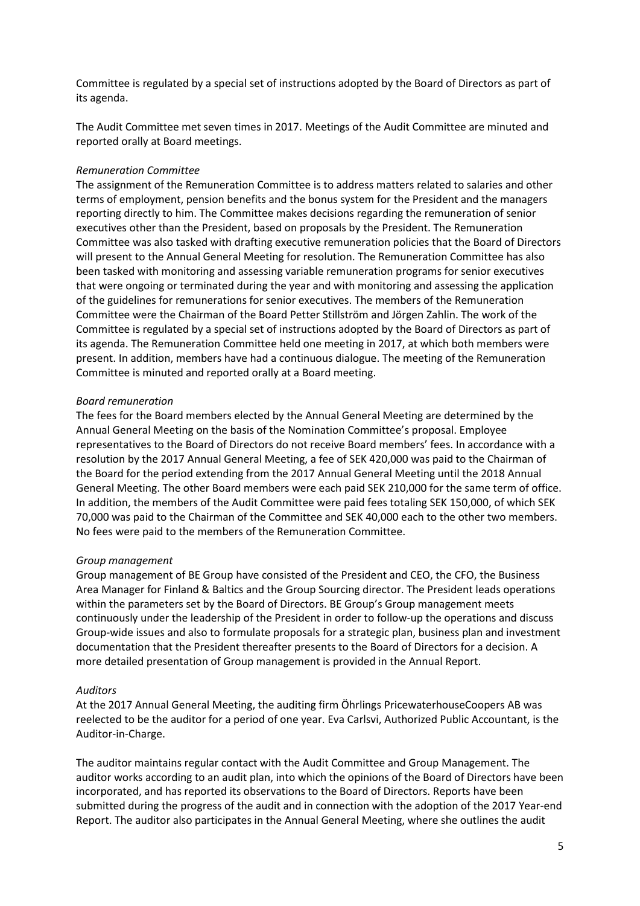Committee is regulated by a special set of instructions adopted by the Board of Directors as part of its agenda.

The Audit Committee met seven times in 2017. Meetings of the Audit Committee are minuted and reported orally at Board meetings.

*Remuneration Committee*

The assignment of the Remuneration Committee is to address matters related to salaries and other terms of employment, pension benefits and the bonus system for the President and the managers reporting directly to him. The Committee makes decisions regarding the remuneration of senior executives other than the President, based on proposals by the President. The Remuneration Committee was also tasked with drafting executive remuneration policies that the Board of Directors will present to the Annual General Meeting for resolution. The Remuneration Committee has also been tasked with monitoring and assessing variable remuneration programs for senior executives that were ongoing or terminated during the year and with monitoring and assessing the application of the guidelines for remunerations for senior executives. The members of the Remuneration Committee were the Chairman of the Board Petter Stillström and Jörgen Zahlin. The work of the Committee is regulated by a special set of instructions adopted by the Board of Directors as part of its agenda. The Remuneration Committee held one meeting in 2017, at which both members were present. In addition, members have had a continuous dialogue. The meeting of the Remuneration Committee is minuted and reported orally at a Board meeting.

*Board remuneration*

The fees for the Board members elected by the Annual General Meeting are determined by the Annual General Meeting on the basis of the Nomination Committee's proposal. Employee representatives to the Board of Directors do not receive Board members' fees. In accordance with a resolution by the 2017 Annual General Meeting, a fee of SEK 420,000 was paid to the Chairman of the Board for the period extending from the 2017 Annual General Meeting until the 2018 Annual General Meeting. The other Board members were each paid SEK 210,000 for the same term of office. In addition, the members of the Audit Committee were paid fees totaling SEK 150,000, of which SEK 70,000 was paid to the Chairman of the Committee and SEK 40,000 each to the other two members. No fees were paid to the members of the Remuneration Committee.

*Group management*

Group management of BE Group have consisted of the President and CEO, the CFO, the Business Area Manager for Finland & Baltics and the Group Sourcing director. The President leads operations within the parameters set by the Board of Directors. BE Group's Group management meets continuously under the leadership of the President in order to follow-up the operations and discuss Group-wide issues and also to formulate proposals for a strategic plan, business plan and investment documentation that the President thereafter presents to the Board of Directors for a decision. A more detailed presentation of Group management is provided in the Annual Report.

*Auditors*

At the 2017 Annual General Meeting, the auditing firm Öhrlings PricewaterhouseCoopers AB was reelected to be the auditor for a period of one year. Eva Carlsvi, Authorized Public Accountant, is the Auditor-in-Charge.

The auditor maintains regular contact with the Audit Committee and Group Management. The auditor works according to an audit plan, into which the opinions of the Board of Directors have been incorporated, and has reported its observations to the Board of Directors. Reports have been submitted during the progress of the audit and in connection with the adoption of the 2017 Year-end Report. The auditor also participates in the Annual General Meeting, where she outlines the audit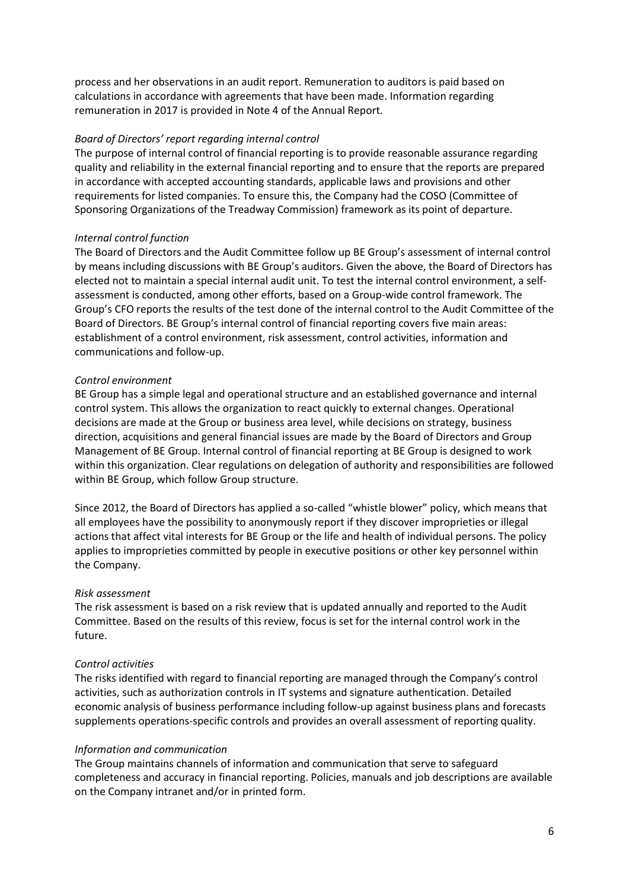process and her observations in an audit report. Remuneration to auditors is paid based on calculations in accordance with agreements that have been made. Information regarding remuneration in 2017 is provided in Note 4 of the Annual Report.

*Board of Directors' report regarding internal control*

The purpose of internal control of financial reporting is to provide reasonable assurance regarding quality and reliability in the external financial reporting and to ensure that the reports are prepared in accordance with accepted accounting standards, applicable laws and provisions and other requirements for listed companies. To ensure this, the Company had the COSO (Committee of Sponsoring Organizations of the Treadway Commission) framework as its point of departure.

*Internal control function*

The Board of Directors and the Audit Committee follow up BE Group's assessment of internal control by means including discussions with BE Group's auditors. Given the above, the Board of Directors has elected not to maintain a special internal audit unit. To test the internal control environment, a self-assessment is conducted, among other efforts, based on a Group-wide control framework. The Group's CFO reports the results of the test done of the internal control to the Audit Committee of the Board of Directors. BE Group's internal control of financial reporting covers five main areas: establishment of a control environment, risk assessment, control activities, information and communications and follow-up.

*Control environment*

BE Group has a simple legal and operational structure and an established governance and internal control system. This allows the organization to react quickly to external changes. Operational decisions are made at the Group or business area level, while decisions on strategy, business direction, acquisitions and general financial issues are made by the Board of Directors and Group Management of BE Group. Internal control of financial reporting at BE Group is designed to work within this organization. Clear regulations on delegation of authority and responsibilities are followed within BE Group, which follow Group structure.

Since 2012, the Board of Directors has applied a so-called "whistle blower" policy, which means that all employees have the possibility to anonymously report if they discover improprieties or illegal actions that affect vital interests for BE Group or the life and health of individual persons. The policy applies to improprieties committed by people in executive positions or other key personnel within the Company.

*Risk assessment*

The risk assessment is based on a risk review that is updated annually and reported to the Audit Committee. Based on the results of this review, focus is set for the internal control work in the future.

*Control activities*

The risks identified with regard to financial reporting are managed through the Company's control activities, such as authorization controls in IT systems and signature authentication. Detailed economic analysis of business performance including follow-up against business plans and forecasts supplements operations-specific controls and provides an overall assessment of reporting quality.

*Information and communication*

The Group maintains channels of information and communication that serve to safeguard completeness and accuracy in financial reporting. Policies, manuals and job descriptions are available on the Company intranet and/or in printed form.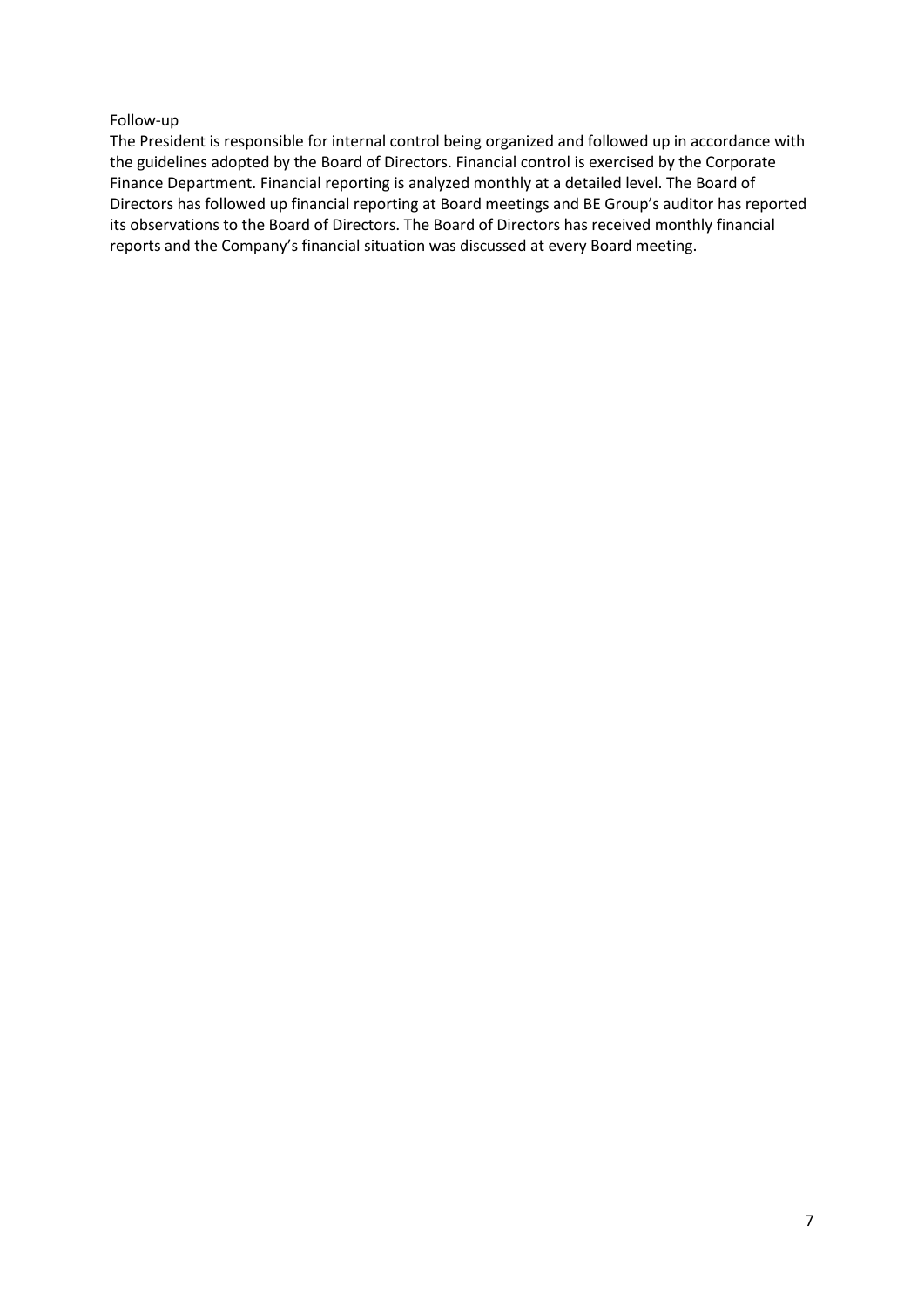Follow-up

The President is responsible for internal control being organized and followed up in accordance with the guidelines adopted by the Board of Directors. Financial control is exercised by the Corporate Finance Department. Financial reporting is analyzed monthly at a detailed level. The Board of Directors has followed up financial reporting at Board meetings and BE Group's auditor has reported its observations to the Board of Directors. The Board of Directors has received monthly financial reports and the Company's financial situation was discussed at every Board meeting.